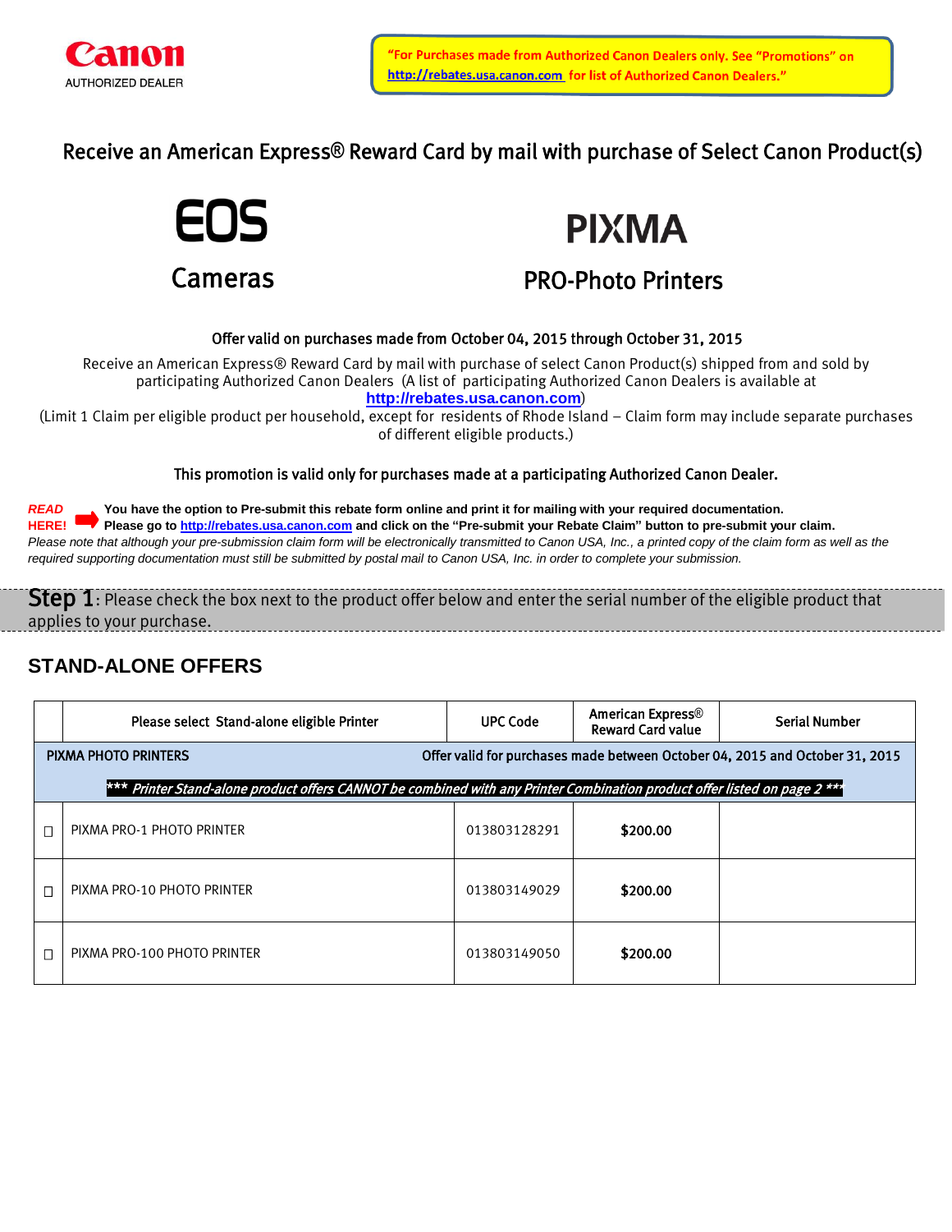Canon

AUTHORIZED DEALER

"For Purchases made from Authorized Canon Dealers only. See "Promotions" on http://rebates.usa.canon.com for list of Authorized Canon Dealers."

# Receive an American Express® Reward Card by mail with purchase of Select Canon Product(s)

## EOS Cameras

## PIXMA PRO-Photo Printers

Offer valid on purchases made from October 04, 2015 through October 31, 2015

Receive an American Express® Reward Card by mail with purchase of select Canon Product(s) shipped from and sold by participating Authorized Canon Dealers (A list of participating Authorized Canon Dealers is available at **http://rebates.usa.canon.com**)

(Limit 1 Claim per eligible product per household, except for residents of Rhode Island – Claim form may include separate purchases of different eligible products.)

This promotion is valid only for purchases made at a participating Authorized Canon Dealer.

***READ HERE!*** **You have the option to Pre-submit this rebate form online and print it for mailing with your required documentation. Please go to http://rebates.usa.canon.com and click on the "Pre-submit your Rebate Claim" button to pre-submit your claim.**

*Please note that although your pre-submission claim form will be electronically transmitted to Canon USA, Inc., a printed copy of the claim form as well as the required supporting documentation must still be submitted by postal mail to Canon USA, Inc. in order to complete your submission.*

**Step 1**: Please check the box next to the product offer below and enter the serial number of the eligible product that applies to your purchase.

## STAND-ALONE OFFERS

| | Please select Stand-alone eligible Printer | UPC Code | American Express® Reward Card value | Serial Number |
|---|---|---|---|---|
| PIXMA PHOTO PRINTERS | | Offer valid for purchases made between October 04, 2015 and October 31, 2015 | | |
| *\*\*\* Printer Stand-alone product offers CANNOT be combined with any Printer Combination product offer listed on page 2 \*\*\** | | | | |
| ☐ | PIXMA PRO-1 PHOTO PRINTER | 013803128291 | **$200.00** | |
| ☐ | PIXMA PRO-10 PHOTO PRINTER | 013803149029 | **$200.00** | |
| ☐ | PIXMA PRO-100 PHOTO PRINTER | 013803149050 | **$200.00** | |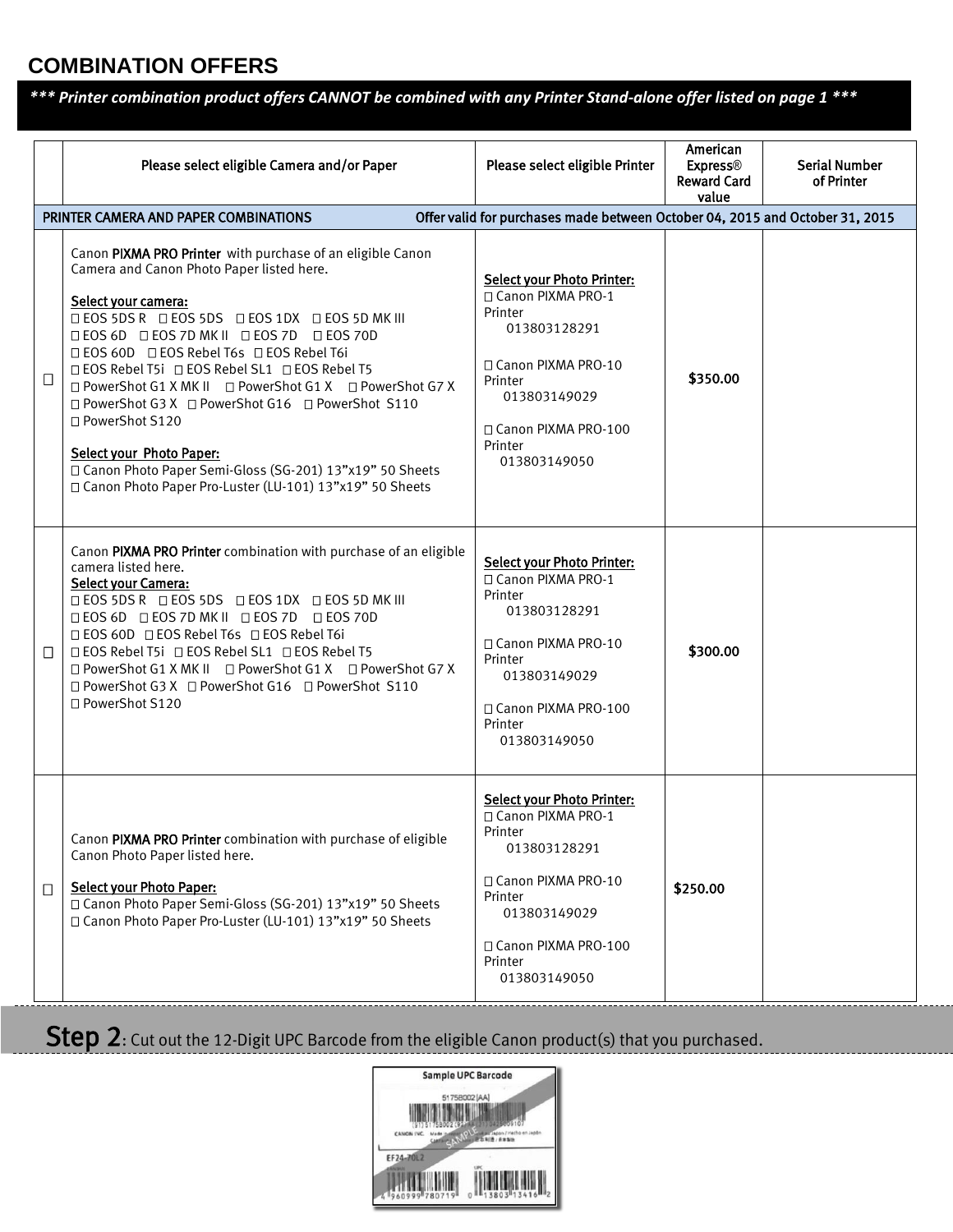## COMBINATION OFFERS

***\*\*\* Printer combination product offers CANNOT be combined with any Printer Stand-alone offer listed on page 1 \*\*\****

| | Please select eligible Camera and/or Paper | Please select eligible Printer | American Express® Reward Card value | Serial Number of Printer |
|---|---|---|---|---|
| PRINTER CAMERA AND PAPER COMBINATIONS | Offer valid for purchases made between October 04, 2015 and October 31, 2015 | | | |
| ☐ | Canon **PIXMA PRO Printer** with purchase of an eligible Canon Camera and Canon Photo Paper listed here.<br><br>Select your camera:<br>☐ EOS 5DS R ☐ EOS 5DS ☐ EOS 1DX ☐ EOS 5D MK III<br>☐ EOS 6D ☐ EOS 7D MK II ☐ EOS 7D ☐ EOS 70D<br>☐ EOS 60D ☐ EOS Rebel T6s ☐ EOS Rebel T6i<br>☐ EOS Rebel T5i ☐ EOS Rebel SL1 ☐ EOS Rebel T5<br>☐ PowerShot G1 X MK II ☐ PowerShot G1 X ☐ PowerShot G7 X<br>☐ PowerShot G3 X ☐ PowerShot G16 ☐ PowerShot S110<br>☐ PowerShot S120<br><br>Select your Photo Paper:<br>☐ Canon Photo Paper Semi-Gloss (SG-201) 13"x19" 50 Sheets<br>☐ Canon Photo Paper Pro-Luster (LU-101) 13"x19" 50 Sheets | Select your Photo Printer:<br>☐ Canon PIXMA PRO-1 Printer<br>013803128291<br><br>☐ Canon PIXMA PRO-10 Printer<br>013803149029<br><br>☐ Canon PIXMA PRO-100 Printer<br>013803149050 | $350.00 | |
| ☐ | Canon **PIXMA PRO Printer** combination with purchase of an eligible camera listed here.<br>Select your Camera:<br>☐ EOS 5DS R ☐ EOS 5DS ☐ EOS 1DX ☐ EOS 5D MK III<br>☐ EOS 6D ☐ EOS 7D MK II ☐ EOS 7D ☐ EOS 70D<br>☐ EOS 60D ☐ EOS Rebel T6s ☐ EOS Rebel T6i<br>☐ EOS Rebel T5i ☐ EOS Rebel SL1 ☐ EOS Rebel T5<br>☐ PowerShot G1 X MK II ☐ PowerShot G1 X ☐ PowerShot G7 X<br>☐ PowerShot G3 X ☐ PowerShot G16 ☐ PowerShot S110<br>☐ PowerShot S120 | Select your Photo Printer:<br>☐ Canon PIXMA PRO-1 Printer<br>013803128291<br><br>☐ Canon PIXMA PRO-10 Printer<br>013803149029<br><br>☐ Canon PIXMA PRO-100 Printer<br>013803149050 | $300.00 | |
| ☐ | Canon **PIXMA PRO Printer** combination with purchase of eligible Canon Photo Paper listed here.<br><br>Select your Photo Paper:<br>☐ Canon Photo Paper Semi-Gloss (SG-201) 13"x19" 50 Sheets<br>☐ Canon Photo Paper Pro-Luster (LU-101) 13"x19" 50 Sheets | Select your Photo Printer:<br>☐ Canon PIXMA PRO-1 Printer<br>013803128291<br><br>☐ Canon PIXMA PRO-10 Printer<br>013803149029<br><br>☐ Canon PIXMA PRO-100 Printer<br>013803149050 | $250.00 | |

**Step 2**: Cut out the 12-Digit UPC Barcode from the eligible Canon product(s) that you purchased.

Sample UPC Barcode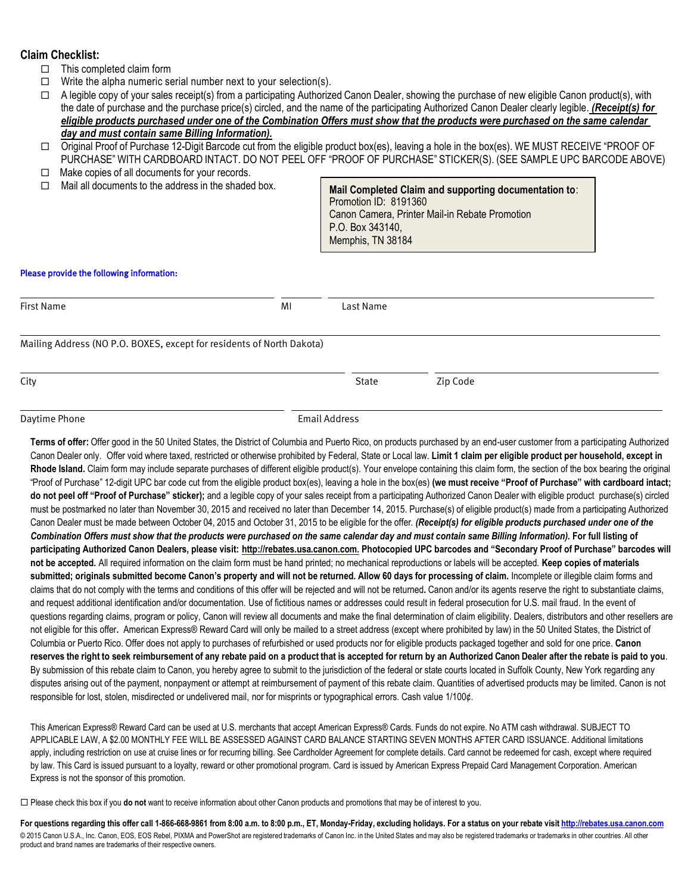### Claim Checklist:

- ☐ This completed claim form
- ☐ Write the alpha numeric serial number next to your selection(s).
- ☐ A legible copy of your sales receipt(s) from a participating Authorized Canon Dealer, showing the purchase of new eligible Canon product(s), with the date of purchase and the purchase price(s) circled, and the name of the participating Authorized Canon Dealer clearly legible. ***(Receipt(s) for eligible products purchased under one of the Combination Offers must show that the products were purchased on the same calendar day and must contain same Billing Information).***
- ☐ Original Proof of Purchase 12-Digit Barcode cut from the eligible product box(es), leaving a hole in the box(es). WE MUST RECEIVE "PROOF OF PURCHASE" WITH CARDBOARD INTACT. DO NOT PEEL OFF "PROOF OF PURCHASE" STICKER(S). (SEE SAMPLE UPC BARCODE ABOVE)
- ☐ Make copies of all documents for your records.
- ☐ Mail all documents to the address in the shaded box.

**Mail Completed Claim and supporting documentation to**:
Promotion ID: 8191360
Canon Camera, Printer Mail-in Rebate Promotion
P.O. Box 343140,
Memphis, TN 38184

Please provide the following information:

First Name ______ MI ______ Last Name ______

Mailing Address (NO P.O. BOXES, except for residents of North Dakota) ______

City ______ State ______ Zip Code ______

Daytime Phone ______ Email Address ______

**Terms of offer:** Offer good in the 50 United States, the District of Columbia and Puerto Rico, on products purchased by an end-user customer from a participating Authorized Canon Dealer only. Offer void where taxed, restricted or otherwise prohibited by Federal, State or Local law. **Limit 1 claim per eligible product per household, except in Rhode Island.** Claim form may include separate purchases of different eligible product(s). Your envelope containing this claim form, the section of the box bearing the original "Proof of Purchase" 12-digit UPC bar code cut from the eligible product box(es), leaving a hole in the box(es) **(we must receive "Proof of Purchase" with cardboard intact; do not peel off "Proof of Purchase" sticker);** and a legible copy of your sales receipt from a participating Authorized Canon Dealer with eligible product purchase(s) circled must be postmarked no later than November 30, 2015 and received no later than December 14, 2015. Purchase(s) of eligible product(s) made from a participating Authorized Canon Dealer must be made between October 04, 2015 and October 31, 2015 to be eligible for the offer. ***(Receipt(s) for eligible products purchased under one of the Combination Offers must show that the products were purchased on the same calendar day and must contain same Billing Information).*** **For full listing of participating Authorized Canon Dealers, please visit: http://rebates.usa.canon.com. Photocopied UPC barcodes and "Secondary Proof of Purchase" barcodes will not be accepted.** All required information on the claim form must be hand printed; no mechanical reproductions or labels will be accepted. **Keep copies of materials submitted; originals submitted become Canon's property and will not be returned. Allow 60 days for processing of claim.** Incomplete or illegible claim forms and claims that do not comply with the terms and conditions of this offer will be rejected and will not be returned**.** Canon and/or its agents reserve the right to substantiate claims, and request additional identification and/or documentation. Use of fictitious names or addresses could result in federal prosecution for U.S. mail fraud. In the event of questions regarding claims, program or policy, Canon will review all documents and make the final determination of claim eligibility. Dealers, distributors and other resellers are not eligible for this offer**.** American Express® Reward Card will only be mailed to a street address (except where prohibited by law) in the 50 United States, the District of Columbia or Puerto Rico. Offer does not apply to purchases of refurbished or used products nor for eligible products packaged together and sold for one price. **Canon reserves the right to seek reimbursement of any rebate paid on a product that is accepted for return by an Authorized Canon Dealer after the rebate is paid to you**. By submission of this rebate claim to Canon, you hereby agree to submit to the jurisdiction of the federal or state courts located in Suffolk County, New York regarding any disputes arising out of the payment, nonpayment or attempt at reimbursement of payment of this rebate claim. Quantities of advertised products may be limited. Canon is not responsible for lost, stolen, misdirected or undelivered mail, nor for misprints or typographical errors. Cash value 1/100¢.

This American Express® Reward Card can be used at U.S. merchants that accept American Express® Cards. Funds do not expire. No ATM cash withdrawal. SUBJECT TO APPLICABLE LAW, A $2.00 MONTHLY FEE WILL BE ASSESSED AGAINST CARD BALANCE STARTING SEVEN MONTHS AFTER CARD ISSUANCE. Additional limitations apply, including restriction on use at cruise lines or for recurring billing. See Cardholder Agreement for complete details. Card cannot be redeemed for cash, except where required by law. This Card is issued pursuant to a loyalty, reward or other promotional program. Card is issued by American Express Prepaid Card Management Corporation. American Express is not the sponsor of this promotion.

☐ Please check this box if you **do not** want to receive information about other Canon products and promotions that may be of interest to you.

**For questions regarding this offer call 1-866-668-9861 from 8:00 a.m. to 8:00 p.m., ET, Monday-Friday, excluding holidays. For a status on your rebate visit http://rebates.usa.canon.com**

© 2015 Canon U.S.A., Inc. Canon, EOS, EOS Rebel, PIXMA and PowerShot are registered trademarks of Canon Inc. in the United States and may also be registered trademarks or trademarks in other countries. All other product and brand names are trademarks of their respective owners.